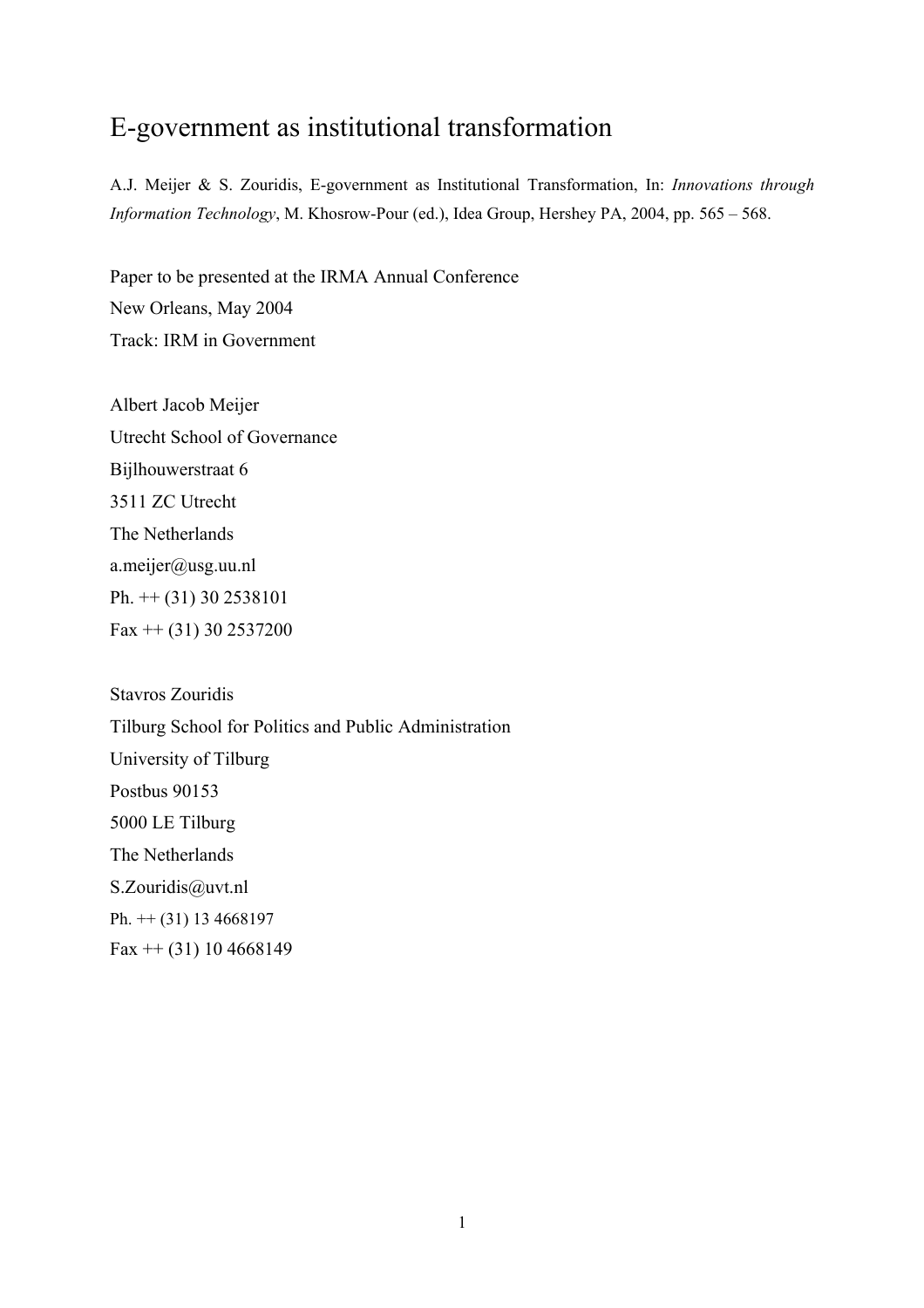# E-government as institutional transformation

A.J. Meijer & S. Zouridis, E-government as Institutional Transformation, In: *Innovations through Information Technology*, M. Khosrow-Pour (ed.), Idea Group, Hershey PA, 2004, pp. 565 – 568.

Paper to be presented at the IRMA Annual Conference
New Orleans, May 2004
Track: IRM in Government

Albert Jacob Meijer
Utrecht School of Governance
Bijlhouwerstraat 6
3511 ZC Utrecht
The Netherlands
a.meijer@usg.uu.nl
Ph. ++ (31) 30 2538101
Fax ++ (31) 30 2537200

Stavros Zouridis
Tilburg School for Politics and Public Administration
University of Tilburg
Postbus 90153
5000 LE Tilburg
The Netherlands
S.Zouridis@uvt.nl
Ph. ++ (31) 13 4668197
Fax ++ (31) 10 4668149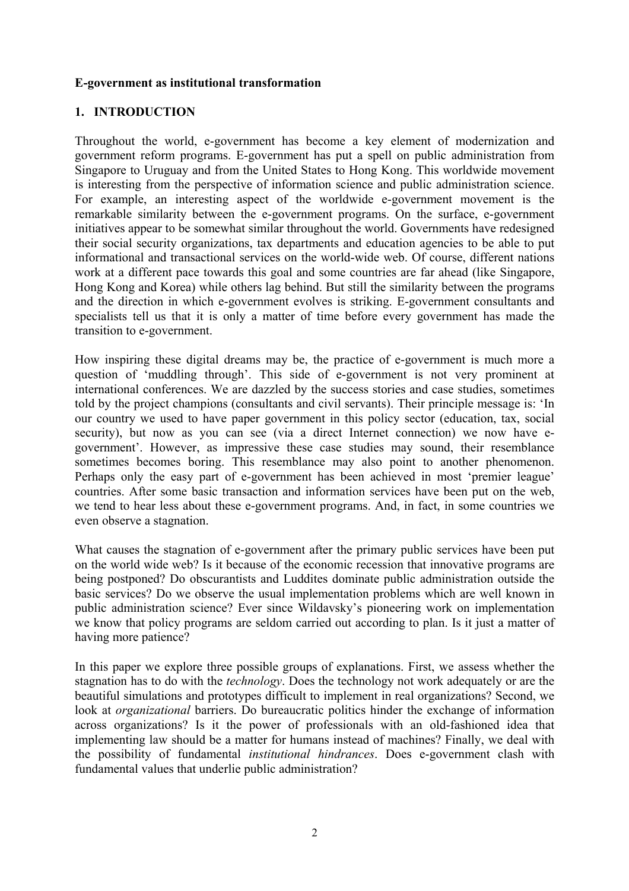**E-government as institutional transformation**

## 1. INTRODUCTION

Throughout the world, e-government has become a key element of modernization and government reform programs. E-government has put a spell on public administration from Singapore to Uruguay and from the United States to Hong Kong. This worldwide movement is interesting from the perspective of information science and public administration science. For example, an interesting aspect of the worldwide e-government movement is the remarkable similarity between the e-government programs. On the surface, e-government initiatives appear to be somewhat similar throughout the world. Governments have redesigned their social security organizations, tax departments and education agencies to be able to put informational and transactional services on the world-wide web. Of course, different nations work at a different pace towards this goal and some countries are far ahead (like Singapore, Hong Kong and Korea) while others lag behind. But still the similarity between the programs and the direction in which e-government evolves is striking. E-government consultants and specialists tell us that it is only a matter of time before every government has made the transition to e-government.

How inspiring these digital dreams may be, the practice of e-government is much more a question of 'muddling through'. This side of e-government is not very prominent at international conferences. We are dazzled by the success stories and case studies, sometimes told by the project champions (consultants and civil servants). Their principle message is: 'In our country we used to have paper government in this policy sector (education, tax, social security), but now as you can see (via a direct Internet connection) we now have e-government'. However, as impressive these case studies may sound, their resemblance sometimes becomes boring. This resemblance may also point to another phenomenon. Perhaps only the easy part of e-government has been achieved in most 'premier league' countries. After some basic transaction and information services have been put on the web, we tend to hear less about these e-government programs. And, in fact, in some countries we even observe a stagnation.

What causes the stagnation of e-government after the primary public services have been put on the world wide web? Is it because of the economic recession that innovative programs are being postponed? Do obscurantists and Luddites dominate public administration outside the basic services? Do we observe the usual implementation problems which are well known in public administration science? Ever since Wildavsky's pioneering work on implementation we know that policy programs are seldom carried out according to plan. Is it just a matter of having more patience?

In this paper we explore three possible groups of explanations. First, we assess whether the stagnation has to do with the *technology*. Does the technology not work adequately or are the beautiful simulations and prototypes difficult to implement in real organizations? Second, we look at *organizational* barriers. Do bureaucratic politics hinder the exchange of information across organizations? Is it the power of professionals with an old-fashioned idea that implementing law should be a matter for humans instead of machines? Finally, we deal with the possibility of fundamental *institutional hindrances*. Does e-government clash with fundamental values that underlie public administration?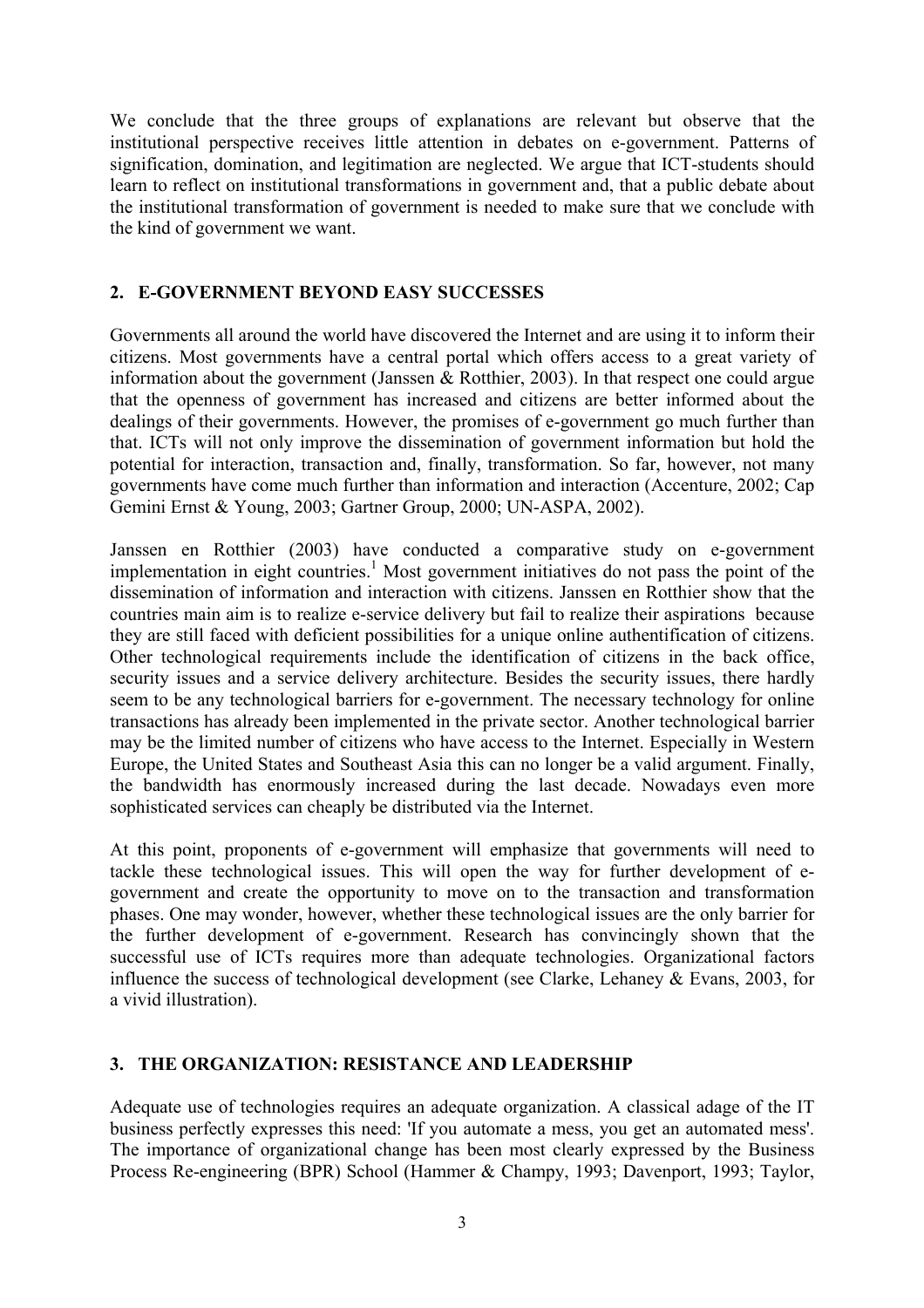We conclude that the three groups of explanations are relevant but observe that the institutional perspective receives little attention in debates on e-government. Patterns of signification, domination, and legitimation are neglected. We argue that ICT-students should learn to reflect on institutional transformations in government and, that a public debate about the institutional transformation of government is needed to make sure that we conclude with the kind of government we want.

## 2. E-GOVERNMENT BEYOND EASY SUCCESSES

Governments all around the world have discovered the Internet and are using it to inform their citizens. Most governments have a central portal which offers access to a great variety of information about the government (Janssen & Rotthier, 2003). In that respect one could argue that the openness of government has increased and citizens are better informed about the dealings of their governments. However, the promises of e-government go much further than that. ICTs will not only improve the dissemination of government information but hold the potential for interaction, transaction and, finally, transformation. So far, however, not many governments have come much further than information and interaction (Accenture, 2002; Cap Gemini Ernst & Young, 2003; Gartner Group, 2000; UN-ASPA, 2002).

Janssen en Rotthier (2003) have conducted a comparative study on e-government implementation in eight countries.[1] Most government initiatives do not pass the point of the dissemination of information and interaction with citizens. Janssen en Rotthier show that the countries main aim is to realize e-service delivery but fail to realize their aspirations because they are still faced with deficient possibilities for a unique online authentification of citizens. Other technological requirements include the identification of citizens in the back office, security issues and a service delivery architecture. Besides the security issues, there hardly seem to be any technological barriers for e-government. The necessary technology for online transactions has already been implemented in the private sector. Another technological barrier may be the limited number of citizens who have access to the Internet. Especially in Western Europe, the United States and Southeast Asia this can no longer be a valid argument. Finally, the bandwidth has enormously increased during the last decade. Nowadays even more sophisticated services can cheaply be distributed via the Internet.

At this point, proponents of e-government will emphasize that governments will need to tackle these technological issues. This will open the way for further development of e-government and create the opportunity to move on to the transaction and transformation phases. One may wonder, however, whether these technological issues are the only barrier for the further development of e-government. Research has convincingly shown that the successful use of ICTs requires more than adequate technologies. Organizational factors influence the success of technological development (see Clarke, Lehaney & Evans, 2003, for a vivid illustration).

## 3. THE ORGANIZATION: RESISTANCE AND LEADERSHIP

Adequate use of technologies requires an adequate organization. A classical adage of the IT business perfectly expresses this need: 'If you automate a mess, you get an automated mess'. The importance of organizational change has been most clearly expressed by the Business Process Re-engineering (BPR) School (Hammer & Champy, 1993; Davenport, 1993; Taylor,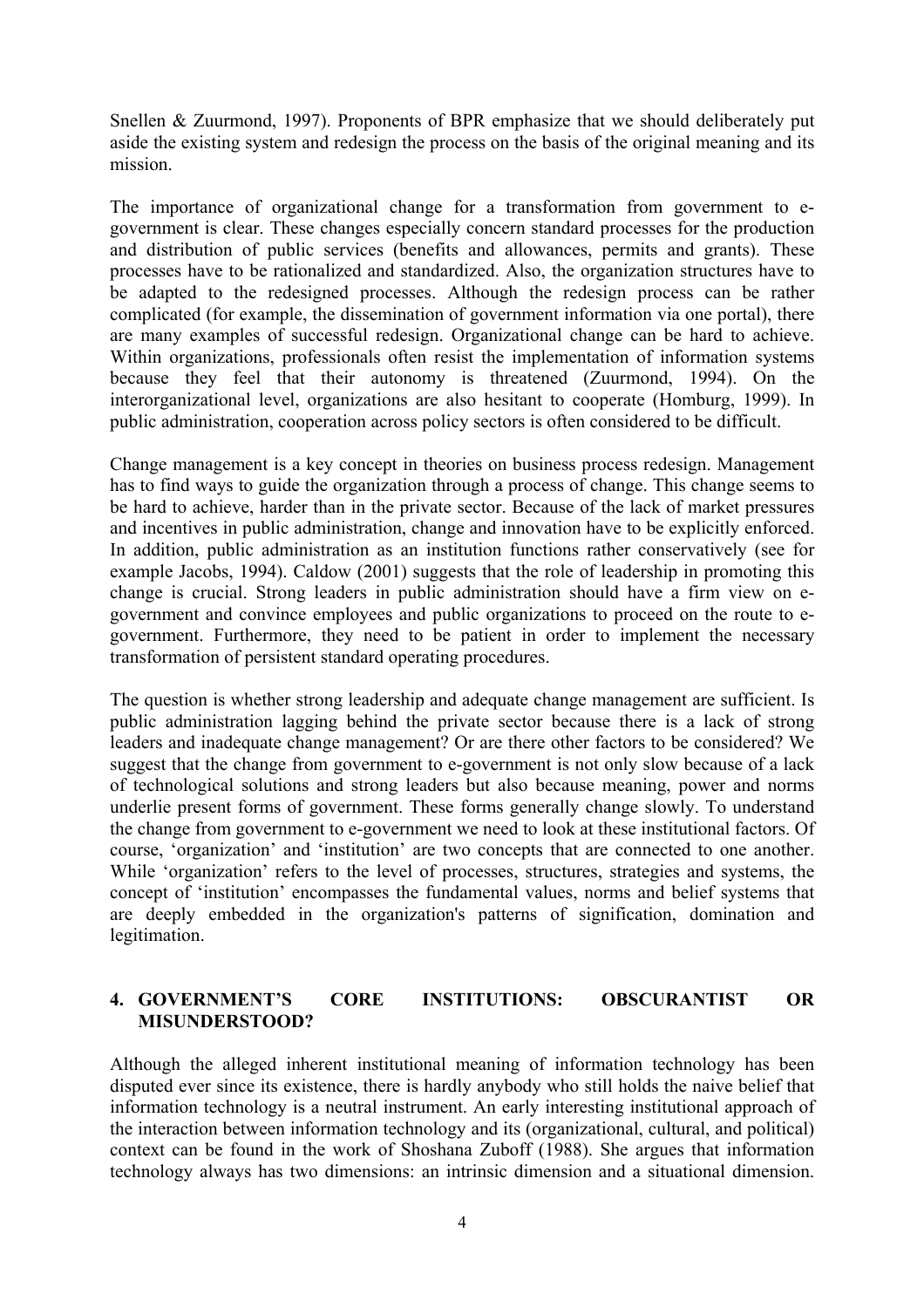Snellen & Zuurmond, 1997). Proponents of BPR emphasize that we should deliberately put aside the existing system and redesign the process on the basis of the original meaning and its mission.

The importance of organizational change for a transformation from government to e-government is clear. These changes especially concern standard processes for the production and distribution of public services (benefits and allowances, permits and grants). These processes have to be rationalized and standardized. Also, the organization structures have to be adapted to the redesigned processes. Although the redesign process can be rather complicated (for example, the dissemination of government information via one portal), there are many examples of successful redesign. Organizational change can be hard to achieve. Within organizations, professionals often resist the implementation of information systems because they feel that their autonomy is threatened (Zuurmond, 1994). On the interorganizational level, organizations are also hesitant to cooperate (Homburg, 1999). In public administration, cooperation across policy sectors is often considered to be difficult.

Change management is a key concept in theories on business process redesign. Management has to find ways to guide the organization through a process of change. This change seems to be hard to achieve, harder than in the private sector. Because of the lack of market pressures and incentives in public administration, change and innovation have to be explicitly enforced. In addition, public administration as an institution functions rather conservatively (see for example Jacobs, 1994). Caldow (2001) suggests that the role of leadership in promoting this change is crucial. Strong leaders in public administration should have a firm view on e-government and convince employees and public organizations to proceed on the route to e-government. Furthermore, they need to be patient in order to implement the necessary transformation of persistent standard operating procedures.

The question is whether strong leadership and adequate change management are sufficient. Is public administration lagging behind the private sector because there is a lack of strong leaders and inadequate change management? Or are there other factors to be considered? We suggest that the change from government to e-government is not only slow because of a lack of technological solutions and strong leaders but also because meaning, power and norms underlie present forms of government. These forms generally change slowly. To understand the change from government to e-government we need to look at these institutional factors. Of course, 'organization' and 'institution' are two concepts that are connected to one another. While 'organization' refers to the level of processes, structures, strategies and systems, the concept of 'institution' encompasses the fundamental values, norms and belief systems that are deeply embedded in the organization's patterns of signification, domination and legitimation.

## 4. GOVERNMENT'S CORE INSTITUTIONS: OBSCURANTIST OR MISUNDERSTOOD?

Although the alleged inherent institutional meaning of information technology has been disputed ever since its existence, there is hardly anybody who still holds the naive belief that information technology is a neutral instrument. An early interesting institutional approach of the interaction between information technology and its (organizational, cultural, and political) context can be found in the work of Shoshana Zuboff (1988). She argues that information technology always has two dimensions: an intrinsic dimension and a situational dimension.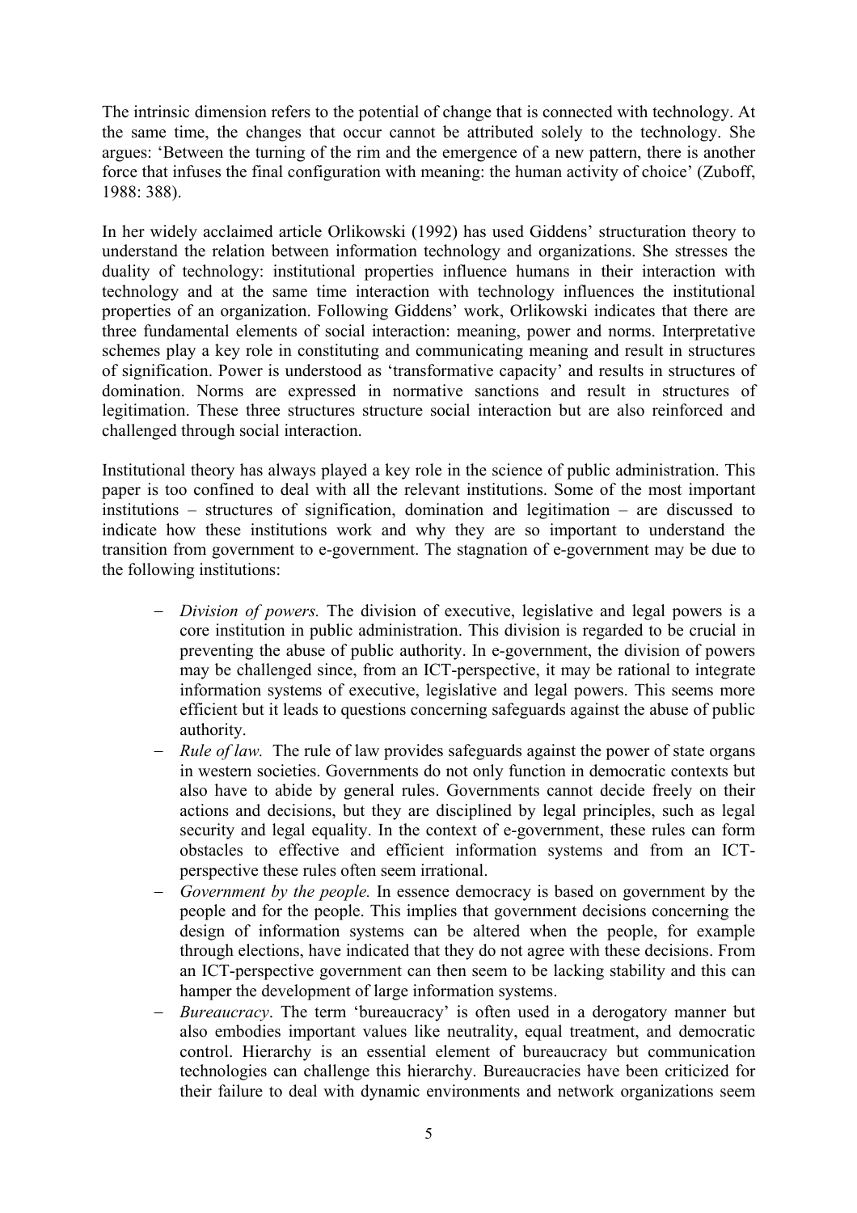The intrinsic dimension refers to the potential of change that is connected with technology. At the same time, the changes that occur cannot be attributed solely to the technology. She argues: 'Between the turning of the rim and the emergence of a new pattern, there is another force that infuses the final configuration with meaning: the human activity of choice' (Zuboff, 1988: 388).

In her widely acclaimed article Orlikowski (1992) has used Giddens' structuration theory to understand the relation between information technology and organizations. She stresses the duality of technology: institutional properties influence humans in their interaction with technology and at the same time interaction with technology influences the institutional properties of an organization. Following Giddens' work, Orlikowski indicates that there are three fundamental elements of social interaction: meaning, power and norms. Interpretative schemes play a key role in constituting and communicating meaning and result in structures of signification. Power is understood as 'transformative capacity' and results in structures of domination. Norms are expressed in normative sanctions and result in structures of legitimation. These three structures structure social interaction but are also reinforced and challenged through social interaction.

Institutional theory has always played a key role in the science of public administration. This paper is too confined to deal with all the relevant institutions. Some of the most important institutions – structures of signification, domination and legitimation – are discussed to indicate how these institutions work and why they are so important to understand the transition from government to e-government. The stagnation of e-government may be due to the following institutions:

- *Division of powers.* The division of executive, legislative and legal powers is a core institution in public administration. This division is regarded to be crucial in preventing the abuse of public authority. In e-government, the division of powers may be challenged since, from an ICT-perspective, it may be rational to integrate information systems of executive, legislative and legal powers. This seems more efficient but it leads to questions concerning safeguards against the abuse of public authority.
- *Rule of law.* The rule of law provides safeguards against the power of state organs in western societies. Governments do not only function in democratic contexts but also have to abide by general rules. Governments cannot decide freely on their actions and decisions, but they are disciplined by legal principles, such as legal security and legal equality. In the context of e-government, these rules can form obstacles to effective and efficient information systems and from an ICT-perspective these rules often seem irrational.
- *Government by the people.* In essence democracy is based on government by the people and for the people. This implies that government decisions concerning the design of information systems can be altered when the people, for example through elections, have indicated that they do not agree with these decisions. From an ICT-perspective government can then seem to be lacking stability and this can hamper the development of large information systems.
- *Bureaucracy*. The term 'bureaucracy' is often used in a derogatory manner but also embodies important values like neutrality, equal treatment, and democratic control. Hierarchy is an essential element of bureaucracy but communication technologies can challenge this hierarchy. Bureaucracies have been criticized for their failure to deal with dynamic environments and network organizations seem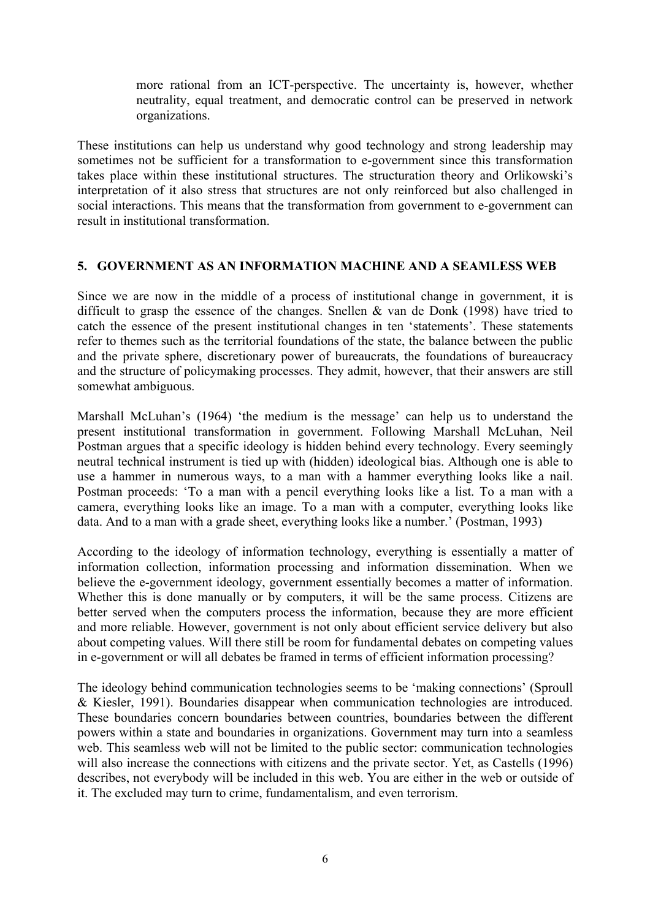more rational from an ICT-perspective. The uncertainty is, however, whether neutrality, equal treatment, and democratic control can be preserved in network organizations.

These institutions can help us understand why good technology and strong leadership may sometimes not be sufficient for a transformation to e-government since this transformation takes place within these institutional structures. The structuration theory and Orlikowski's interpretation of it also stress that structures are not only reinforced but also challenged in social interactions. This means that the transformation from government to e-government can result in institutional transformation.

## 5. GOVERNMENT AS AN INFORMATION MACHINE AND A SEAMLESS WEB

Since we are now in the middle of a process of institutional change in government, it is difficult to grasp the essence of the changes. Snellen & van de Donk (1998) have tried to catch the essence of the present institutional changes in ten 'statements'. These statements refer to themes such as the territorial foundations of the state, the balance between the public and the private sphere, discretionary power of bureaucrats, the foundations of bureaucracy and the structure of policymaking processes. They admit, however, that their answers are still somewhat ambiguous.

Marshall McLuhan's (1964) 'the medium is the message' can help us to understand the present institutional transformation in government. Following Marshall McLuhan, Neil Postman argues that a specific ideology is hidden behind every technology. Every seemingly neutral technical instrument is tied up with (hidden) ideological bias. Although one is able to use a hammer in numerous ways, to a man with a hammer everything looks like a nail. Postman proceeds: 'To a man with a pencil everything looks like a list. To a man with a camera, everything looks like an image. To a man with a computer, everything looks like data. And to a man with a grade sheet, everything looks like a number.' (Postman, 1993)

According to the ideology of information technology, everything is essentially a matter of information collection, information processing and information dissemination. When we believe the e-government ideology, government essentially becomes a matter of information. Whether this is done manually or by computers, it will be the same process. Citizens are better served when the computers process the information, because they are more efficient and more reliable. However, government is not only about efficient service delivery but also about competing values. Will there still be room for fundamental debates on competing values in e-government or will all debates be framed in terms of efficient information processing?

The ideology behind communication technologies seems to be 'making connections' (Sproull & Kiesler, 1991). Boundaries disappear when communication technologies are introduced. These boundaries concern boundaries between countries, boundaries between the different powers within a state and boundaries in organizations. Government may turn into a seamless web. This seamless web will not be limited to the public sector: communication technologies will also increase the connections with citizens and the private sector. Yet, as Castells (1996) describes, not everybody will be included in this web. You are either in the web or outside of it. The excluded may turn to crime, fundamentalism, and even terrorism.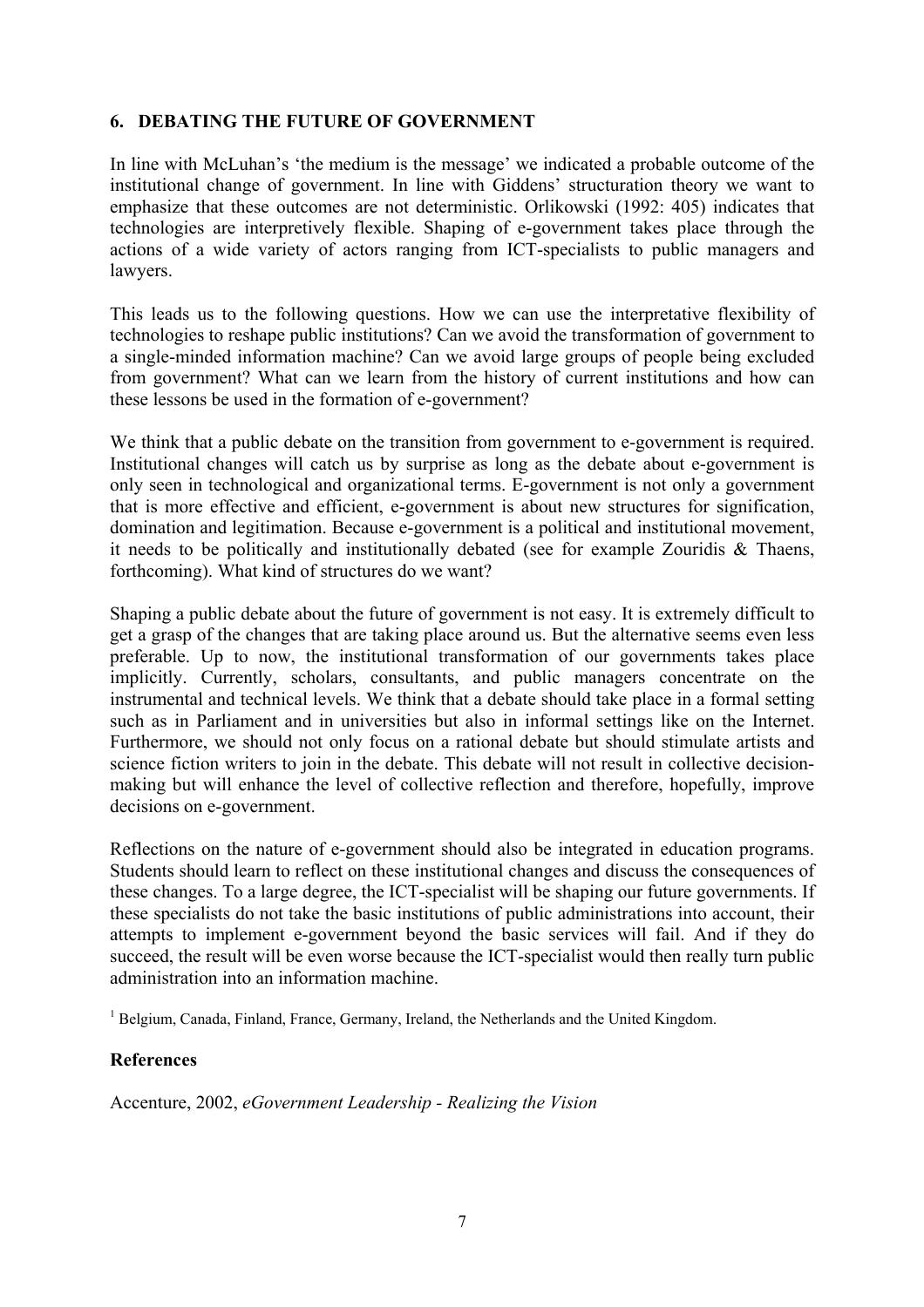## 6. DEBATING THE FUTURE OF GOVERNMENT

In line with McLuhan's 'the medium is the message' we indicated a probable outcome of the institutional change of government. In line with Giddens' structuration theory we want to emphasize that these outcomes are not deterministic. Orlikowski (1992: 405) indicates that technologies are interpretively flexible. Shaping of e-government takes place through the actions of a wide variety of actors ranging from ICT-specialists to public managers and lawyers.

This leads us to the following questions. How we can use the interpretative flexibility of technologies to reshape public institutions? Can we avoid the transformation of government to a single-minded information machine? Can we avoid large groups of people being excluded from government? What can we learn from the history of current institutions and how can these lessons be used in the formation of e-government?

We think that a public debate on the transition from government to e-government is required. Institutional changes will catch us by surprise as long as the debate about e-government is only seen in technological and organizational terms. E-government is not only a government that is more effective and efficient, e-government is about new structures for signification, domination and legitimation. Because e-government is a political and institutional movement, it needs to be politically and institutionally debated (see for example Zouridis & Thaens, forthcoming). What kind of structures do we want?

Shaping a public debate about the future of government is not easy. It is extremely difficult to get a grasp of the changes that are taking place around us. But the alternative seems even less preferable. Up to now, the institutional transformation of our governments takes place implicitly. Currently, scholars, consultants, and public managers concentrate on the instrumental and technical levels. We think that a debate should take place in a formal setting such as in Parliament and in universities but also in informal settings like on the Internet. Furthermore, we should not only focus on a rational debate but should stimulate artists and science fiction writers to join in the debate. This debate will not result in collective decision-making but will enhance the level of collective reflection and therefore, hopefully, improve decisions on e-government.

Reflections on the nature of e-government should also be integrated in education programs. Students should learn to reflect on these institutional changes and discuss the consequences of these changes. To a large degree, the ICT-specialist will be shaping our future governments. If these specialists do not take the basic institutions of public administrations into account, their attempts to implement e-government beyond the basic services will fail. And if they do succeed, the result will be even worse because the ICT-specialist would then really turn public administration into an information machine.

[1] Belgium, Canada, Finland, France, Germany, Ireland, the Netherlands and the United Kingdom.

### References

Accenture, 2002, *eGovernment Leadership - Realizing the Vision*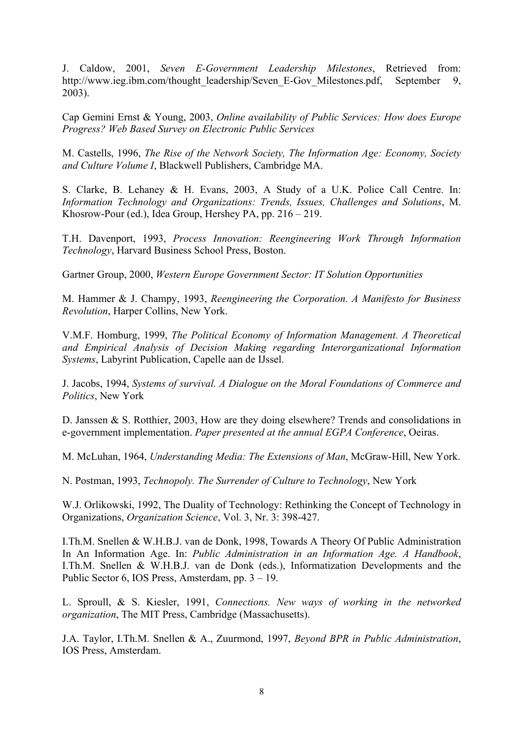J. Caldow, 2001, *Seven E-Government Leadership Milestones*, Retrieved from: http://www.ieg.ibm.com/thought_leadership/Seven_E-Gov_Milestones.pdf, September 9, 2003).

Cap Gemini Ernst & Young, 2003, *Online availability of Public Services: How does Europe Progress? Web Based Survey on Electronic Public Services*

M. Castells, 1996, *The Rise of the Network Society, The Information Age: Economy, Society and Culture Volume I*, Blackwell Publishers, Cambridge MA.

S. Clarke, B. Lehaney & H. Evans, 2003, A Study of a U.K. Police Call Centre. In: *Information Technology and Organizations: Trends, Issues, Challenges and Solutions*, M. Khosrow-Pour (ed.), Idea Group, Hershey PA, pp. 216 – 219.

T.H. Davenport, 1993, *Process Innovation: Reengineering Work Through Information Technology*, Harvard Business School Press, Boston.

Gartner Group, 2000, *Western Europe Government Sector: IT Solution Opportunities*

M. Hammer & J. Champy, 1993, *Reengineering the Corporation. A Manifesto for Business Revolution*, Harper Collins, New York.

V.M.F. Homburg, 1999, *The Political Economy of Information Management. A Theoretical and Empirical Analysis of Decision Making regarding Interorganizational Information Systems*, Labyrint Publication, Capelle aan de IJssel.

J. Jacobs, 1994, *Systems of survival. A Dialogue on the Moral Foundations of Commerce and Politics*, New York

D. Janssen & S. Rotthier, 2003, How are they doing elsewhere? Trends and consolidations in e-government implementation. *Paper presented at the annual EGPA Conference*, Oeiras.

M. McLuhan, 1964, *Understanding Media: The Extensions of Man*, McGraw-Hill, New York.

N. Postman, 1993, *Technopoly. The Surrender of Culture to Technology*, New York

W.J. Orlikowski, 1992, The Duality of Technology: Rethinking the Concept of Technology in Organizations, *Organization Science*, Vol. 3, Nr. 3: 398-427.

I.Th.M. Snellen & W.H.B.J. van de Donk, 1998, Towards A Theory Of Public Administration In An Information Age. In: *Public Administration in an Information Age. A Handbook*, I.Th.M. Snellen & W.H.B.J. van de Donk (eds.), Informatization Developments and the Public Sector 6, IOS Press, Amsterdam, pp. 3 – 19.

L. Sproull, & S. Kiesler, 1991, *Connections. New ways of working in the networked organization*, The MIT Press, Cambridge (Massachusetts).

J.A. Taylor, I.Th.M. Snellen & A., Zuurmond, 1997, *Beyond BPR in Public Administration*, IOS Press, Amsterdam.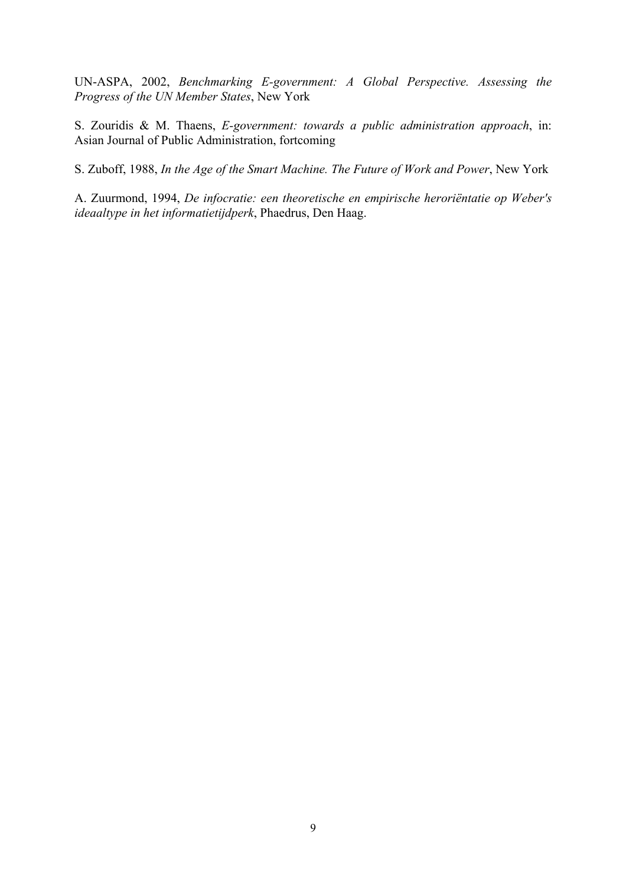UN-ASPA, 2002, *Benchmarking E-government: A Global Perspective. Assessing the Progress of the UN Member States*, New York

S. Zouridis & M. Thaens, *E-government: towards a public administration approach*, in: Asian Journal of Public Administration, fortcoming

S. Zuboff, 1988, *In the Age of the Smart Machine. The Future of Work and Power*, New York

A. Zuurmond, 1994, *De infocratie: een theoretische en empirische heroriëntatie op Weber's ideaaltype in het informatietijdperk*, Phaedrus, Den Haag.